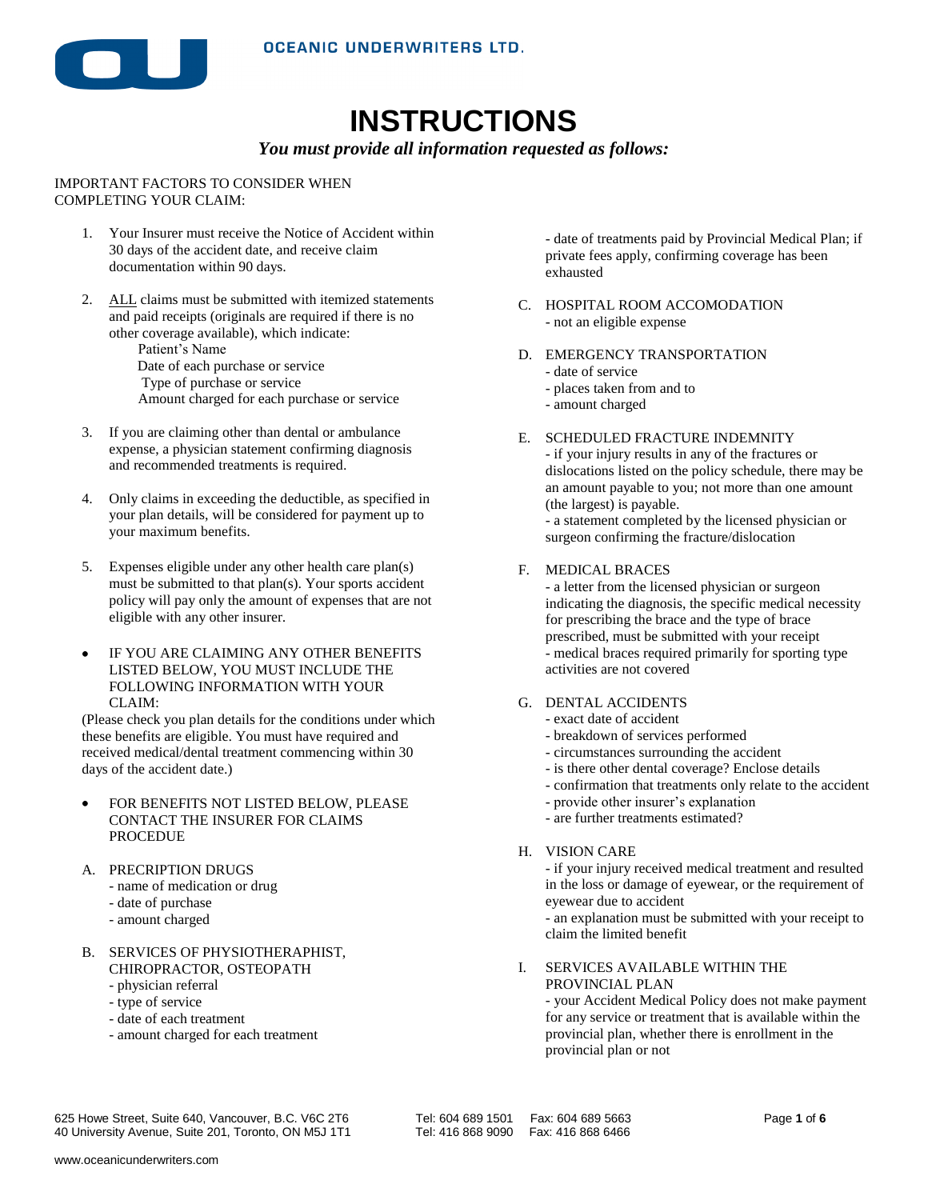**OCEANIC UNDERWRITERS LTD.**

# INSTRUCTIONS

***You must provide all information requested as follows:***

IMPORTANT FACTORS TO CONSIDER WHEN COMPLETING YOUR CLAIM:

1. Your Insurer must receive the Notice of Accident within 30 days of the accident date, and receive claim documentation within 90 days.
2. ALL claims must be submitted with itemized statements and paid receipts (originals are required if there is no other coverage available), which indicate:
   - Patient's Name
   - Date of each purchase or service
   - Type of purchase or service
   - Amount charged for each purchase or service
3. If you are claiming other than dental or ambulance expense, a physician statement confirming diagnosis and recommended treatments is required.
4. Only claims in exceeding the deductible, as specified in your plan details, will be considered for payment up to your maximum benefits.
5. Expenses eligible under any other health care plan(s) must be submitted to that plan(s). Your sports accident policy will pay only the amount of expenses that are not eligible with any other insurer.

- IF YOU ARE CLAIMING ANY OTHER BENEFITS LISTED BELOW, YOU MUST INCLUDE THE FOLLOWING INFORMATION WITH YOUR CLAIM:

(Please check you plan details for the conditions under which these benefits are eligible. You must have required and received medical/dental treatment commencing within 30 days of the accident date.)

- FOR BENEFITS NOT LISTED BELOW, PLEASE CONTACT THE INSURER FOR CLAIMS PROCEDUE

A. PRECRIPTION DRUGS
   - name of medication or drug
   - date of purchase
   - amount charged

B. SERVICES OF PHYSIOTHERAPHIST, CHIROPRACTOR, OSTEOPATH
   - physician referral
   - type of service
   - date of each treatment
   - amount charged for each treatment
   - date of treatments paid by Provincial Medical Plan; if private fees apply, confirming coverage has been exhausted

C. HOSPITAL ROOM ACCOMODATION
   - not an eligible expense

D. EMERGENCY TRANSPORTATION
   - date of service
   - places taken from and to
   - amount charged

E. SCHEDULED FRACTURE INDEMNITY
   - if your injury results in any of the fractures or dislocations listed on the policy schedule, there may be an amount payable to you; not more than one amount (the largest) is payable.
   - a statement completed by the licensed physician or surgeon confirming the fracture/dislocation

F. MEDICAL BRACES
   - a letter from the licensed physician or surgeon indicating the diagnosis, the specific medical necessity for prescribing the brace and the type of brace prescribed, must be submitted with your receipt
   - medical braces required primarily for sporting type activities are not covered

G. DENTAL ACCIDENTS
   - exact date of accident
   - breakdown of services performed
   - circumstances surrounding the accident
   - is there other dental coverage? Enclose details
   - confirmation that treatments only relate to the accident
   - provide other insurer's explanation
   - are further treatments estimated?

H. VISION CARE
   - if your injury received medical treatment and resulted in the loss or damage of eyewear, or the requirement of eyewear due to accident
   - an explanation must be submitted with your receipt to claim the limited benefit

I. SERVICES AVAILABLE WITHIN THE PROVINCIAL PLAN
   - your Accident Medical Policy does not make payment for any service or treatment that is available within the provincial plan, whether there is enrollment in the provincial plan or not

625 Howe Street, Suite 640, Vancouver, B.C. V6C 2T6 Tel: 604 689 1501 Fax: 604 689 5663
40 University Avenue, Suite 201, Toronto, ON M5J 1T1 Tel: 416 868 9090 Fax: 416 868 6466

www.oceanicunderwriters.com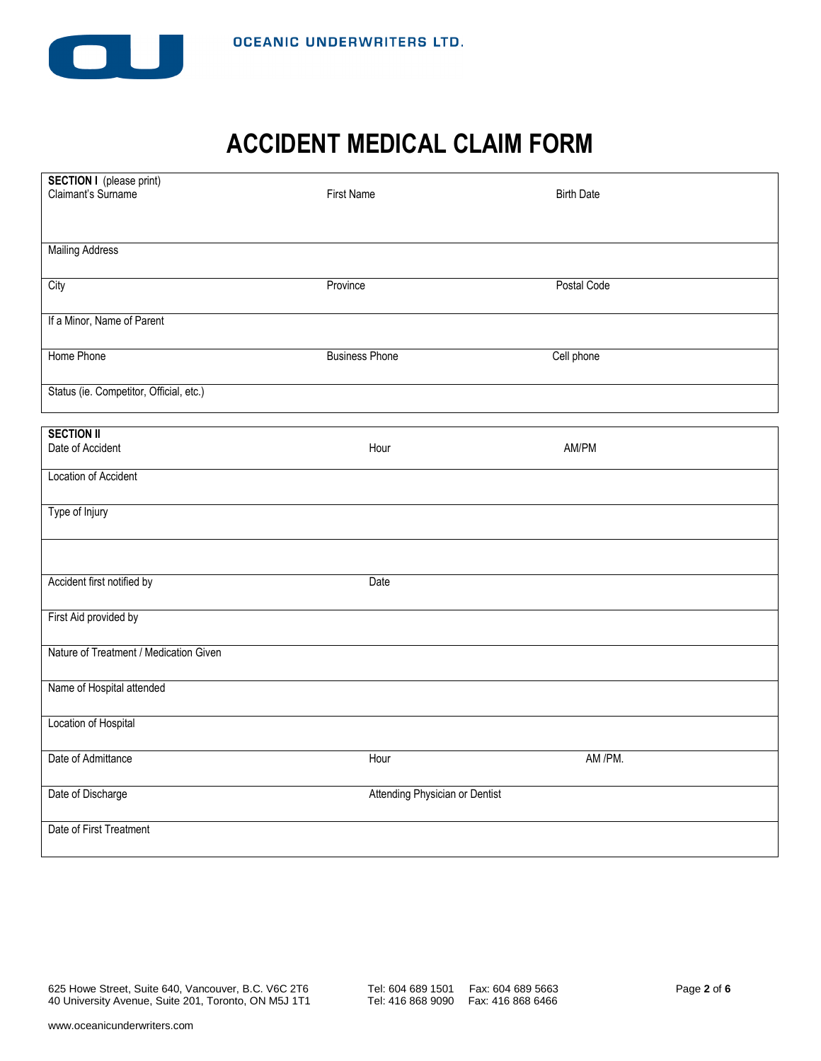OCEANIC UNDERWRITERS LTD.

# ACCIDENT MEDICAL CLAIM FORM

| **SECTION I** (please print) Claimant's Surname | First Name | Birth Date |
|---|---|---|
| Mailing Address | | |
| City | Province | Postal Code |
| If a Minor, Name of Parent | | |
| Home Phone | Business Phone | Cell phone |
| Status (ie. Competitor, Official, etc.) | | |

| **SECTION II** Date of Accident | Hour | AM/PM |
|---|---|---|
| Location of Accident | | |
| Type of Injury | | |
| | | |
| Accident first notified by | Date | |
| First Aid provided by | | |
| Nature of Treatment / Medication Given | | |
| Name of Hospital attended | | |
| Location of Hospital | | |
| Date of Admittance | Hour | AM /PM. |
| Date of Discharge | Attending Physician or Dentist | |
| Date of First Treatment | | |

625 Howe Street, Suite 640, Vancouver, B.C. V6C 2T6 Tel: 604 689 1501 Fax: 604 689 5663
40 University Avenue, Suite 201, Toronto, ON M5J 1T1 Tel: 416 868 9090 Fax: 416 868 6466

www.oceanicunderwriters.com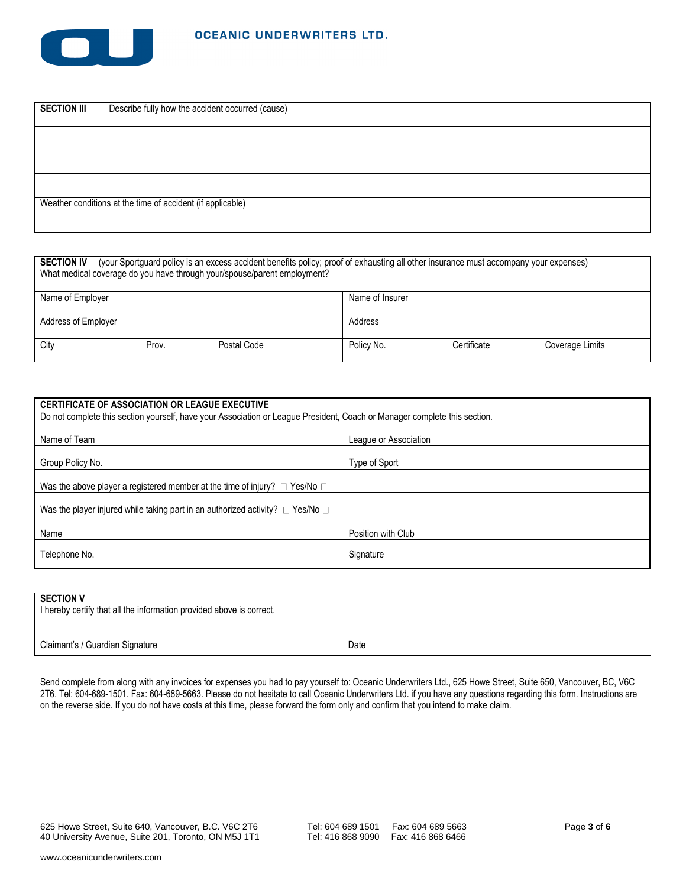**OCEANIC UNDERWRITERS LTD.**

| **SECTION III** Describe fully how the accident occurred (cause) |
|---|
| |
| |
| |
| Weather conditions at the time of accident (if applicable) |

**SECTION IV** (your Sportguard policy is an excess accident benefits policy; proof of exhausting all other insurance must accompany your expenses)
What medical coverage do you have through your/spouse/parent employment?

| Name of Employer | | | Name of Insurer | | |
|---|---|---|---|---|---|
| Address of Employer | | | Address | | |
| City | Prov. | Postal Code | Policy No. | Certificate | Coverage Limits |

**CERTIFICATE OF ASSOCIATION OR LEAGUE EXECUTIVE**
Do not complete this section yourself, have your Association or League President, Coach or Manager complete this section.

| Name of Team | League or Association |
|---|---|
| Group Policy No. | Type of Sport |
| Was the above player a registered member at the time of injury? ☐ Yes/No ☐ | |
| Was the player injured while taking part in an authorized activity? ☐ Yes/No ☐ | |
| Name | Position with Club |
| Telephone No. | Signature |

**SECTION V**
I hereby certify that all the information provided above is correct.

| Claimant's / Guardian Signature | Date |
|---|---|

Send complete from along with any invoices for expenses you had to pay yourself to: Oceanic Underwriters Ltd., 625 Howe Street, Suite 650, Vancouver, BC, V6C 2T6. Tel: 604-689-1501. Fax: 604-689-5663. Please do not hesitate to call Oceanic Underwriters Ltd. if you have any questions regarding this form. Instructions are on the reverse side. If you do not have costs at this time, please forward the form only and confirm that you intend to make claim.

625 Howe Street, Suite 640, Vancouver, B.C. V6C 2T6 Tel: 604 689 1501 Fax: 604 689 5663
40 University Avenue, Suite 201, Toronto, ON M5J 1T1 Tel: 416 868 9090 Fax: 416 868 6466

www.oceanicunderwriters.com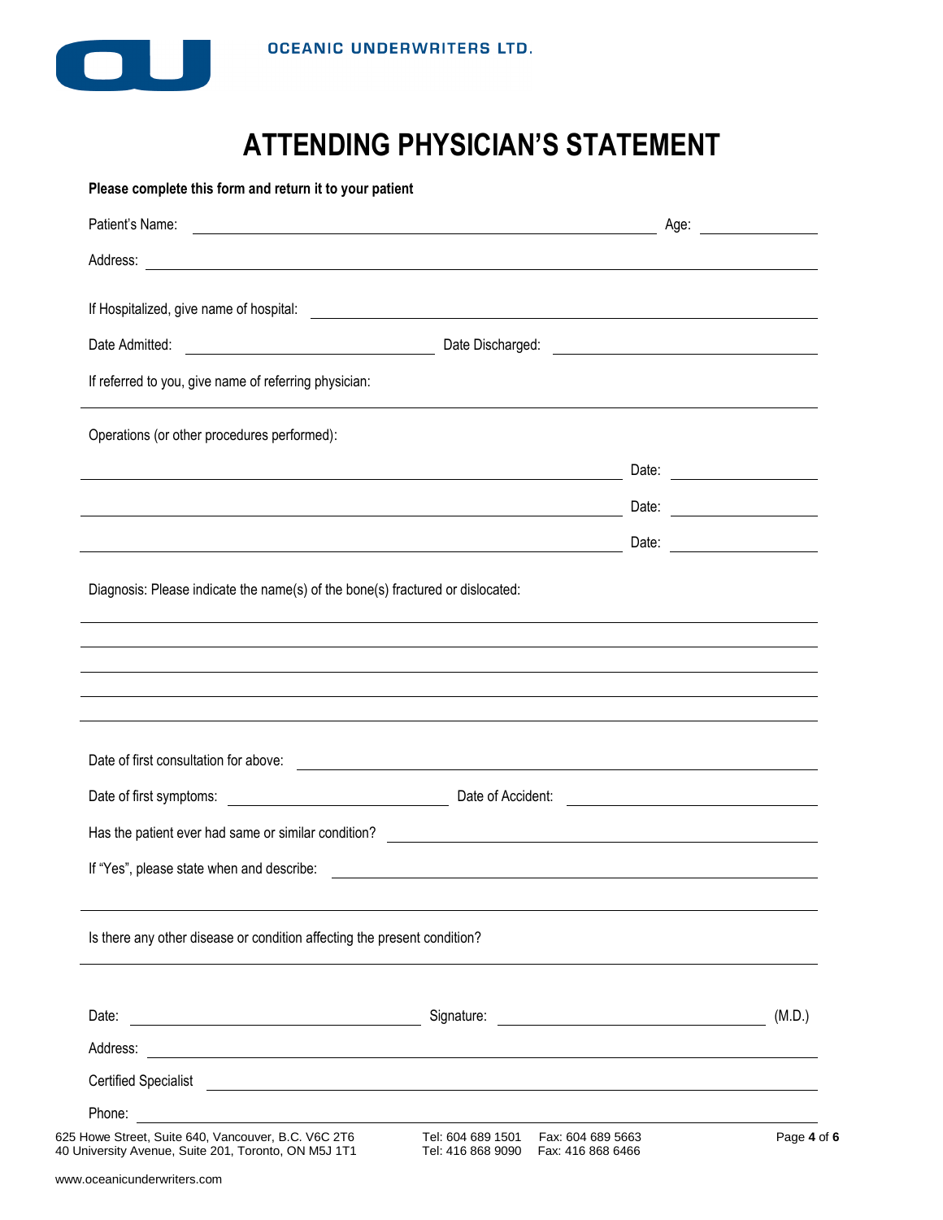**OCEANIC UNDERWRITERS LTD.**

# ATTENDING PHYSICIAN'S STATEMENT

**Please complete this form and return it to your patient**

Patient's Name: ______________________________ Age: __________

Address: ______________________________

If Hospitalized, give name of hospital: ______________________________

Date Admitted: ______________ Date Discharged: ______________

If referred to you, give name of referring physician:

______________________________

Operations (or other procedures performed):

______________________________ Date: __________

______________________________ Date: __________

______________________________ Date: __________

Diagnosis: Please indicate the name(s) of the bone(s) fractured or dislocated:

______________________________

______________________________

______________________________

______________________________

______________________________

Date of first consultation for above: ______________________________

Date of first symptoms: ______________ Date of Accident: ______________

Has the patient ever had same or similar condition? ______________________________

If "Yes", please state when and describe: ______________________________

______________________________

Is there any other disease or condition affecting the present condition?

______________________________

Date: ______________ Signature: ______________ (M.D.)

Address: ______________________________

Certified Specialist ______________________________

Phone: ______________________________

625 Howe Street, Suite 640, Vancouver, B.C. V6C 2T6 Tel: 604 689 1501 Fax: 604 689 5663
40 University Avenue, Suite 201, Toronto, ON M5J 1T1 Tel: 416 868 9090 Fax: 416 868 6466

www.oceanicunderwriters.com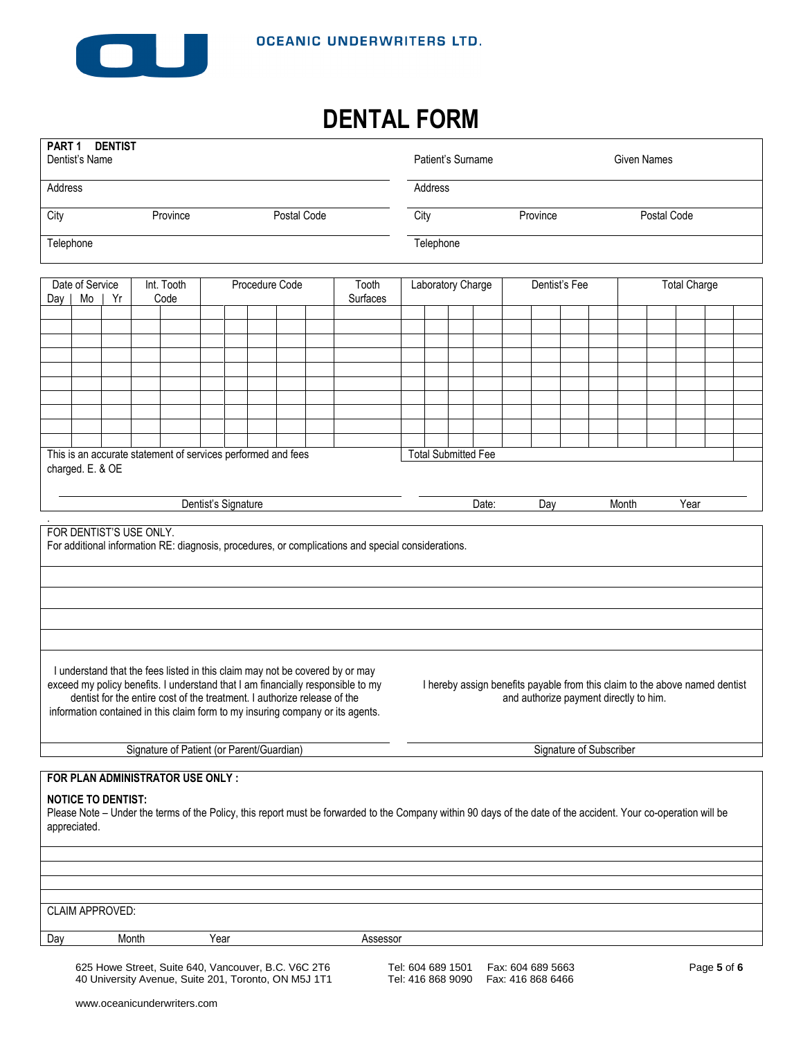OCEANIC UNDERWRITERS LTD.

# DENTAL FORM

**PART 1 DENTIST**

| Dentist's Name | | | Patient's Surname | | Given Names |
|---|---|---|---|---|---|
| Address | | | Address | | |
| City | Province | Postal Code | City | Province | Postal Code |
| Telephone | | | Telephone | | |

| Date of Service Day \| Mo \| Yr | Int. Tooth Code | Procedure Code | Tooth Surfaces | Laboratory Charge | Dentist's Fee | Total Charge |
|---|---|---|---|---|---|---|
| | | | | | | |
| | | | | | | |
| | | | | | | |
| | | | | | | |
| | | | | | | |
| | | | | | | |
| | | | | | | |
| | | | | | | |
| | | | | | | |
| | | | | | | |

This is an accurate statement of services performed and fees charged. E. & OE

Total Submitted Fee

Dentist's Signature

Date: Day Month Year

FOR DENTIST'S USE ONLY.
For additional information RE: diagnosis, procedures, or complications and special considerations.

I understand that the fees listed in this claim may not be covered by or may exceed my policy benefits. I understand that I am financially responsible to my dentist for the entire cost of the treatment. I authorize release of the information contained in this claim form to my insuring company or its agents.

Signature of Patient (or Parent/Guardian)

I hereby assign benefits payable from this claim to the above named dentist and authorize payment directly to him.

Signature of Subscriber

**FOR PLAN ADMINISTRATOR USE ONLY :**

**NOTICE TO DENTIST:**
Please Note – Under the terms of the Policy, this report must be forwarded to the Company within 90 days of the date of the accident. Your co-operation will be appreciated.

CLAIM APPROVED:

Day Month Year Assessor

625 Howe Street, Suite 640, Vancouver, B.C. V6C 2T6 Tel: 604 689 1501 Fax: 604 689 5663
40 University Avenue, Suite 201, Toronto, ON M5J 1T1 Tel: 416 868 9090 Fax: 416 868 6466

www.oceanicunderwriters.com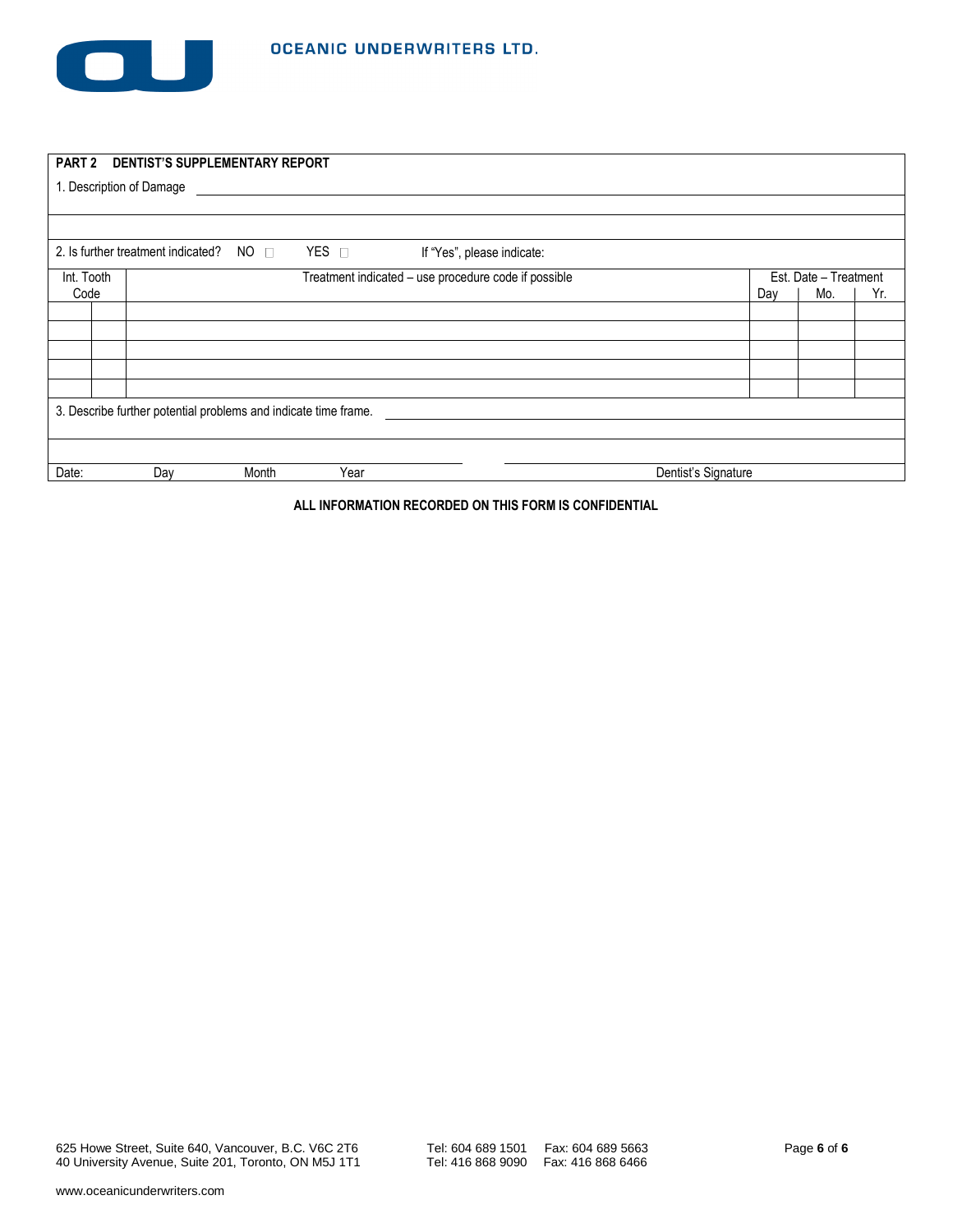OCEANIC UNDERWRITERS LTD.

## PART 2 DENTIST'S SUPPLEMENTARY REPORT

1. Description of Damage ______________________________________________

______________________________________________

2. Is further treatment indicated? NO ☐ YES ☐ If "Yes", please indicate:

| Int. Tooth Code | | Treatment indicated – use procedure code if possible | Est. Date – Treatment Day | Mo. | Yr. |
|---|---|---|---|---|---|
| | | | | | |
| | | | | | |
| | | | | | |
| | | | | | |
| | | | | | |

3. Describe further potential problems and indicate time frame. ______________________________________________

______________________________________________

Date: Day Month Year ______________________ Dentist's Signature

**ALL INFORMATION RECORDED ON THIS FORM IS CONFIDENTIAL**

625 Howe Street, Suite 640, Vancouver, B.C. V6C 2T6 Tel: 604 689 1501 Fax: 604 689 5663
40 University Avenue, Suite 201, Toronto, ON M5J 1T1 Tel: 416 868 9090 Fax: 416 868 6466

www.oceanicunderwriters.com